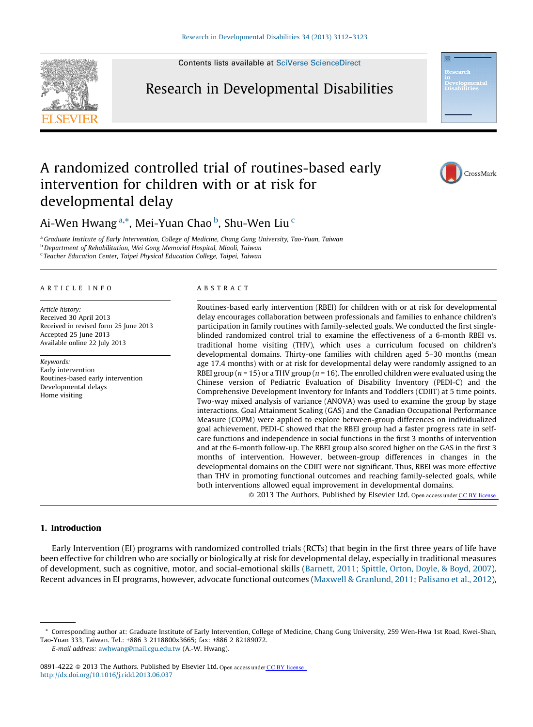Contents lists available at SciVerse ScienceDirect

Research in Developmental Disabilities

# A randomized controlled trial of routines-based early intervention for children with or at risk for developmental delay

Ai-Wen Hwang [a,*], Mei-Yuan Chao [b], Shu-Wen Liu [c]

[a] Graduate Institute of Early Intervention, College of Medicine, Chang Gung University, Tao-Yuan, Taiwan
[b] Department of Rehabilitation, Wei Gong Memorial Hospital, Miaoli, Taiwan
[c] Teacher Education Center, Taipei Physical Education College, Taipei, Taiwan

**ARTICLE INFO**

*Article history:*
Received 30 April 2013
Received in revised form 25 June 2013
Accepted 25 June 2013
Available online 22 July 2013

*Keywords:*
Early intervention
Routines-based early intervention
Developmental delays
Home visiting

**ABSTRACT**

Routines-based early intervention (RBEI) for children with or at risk for developmental delay encourages collaboration between professionals and families to enhance children's participation in family routines with family-selected goals. We conducted the first single-blinded randomized control trial to examine the effectiveness of a 6-month RBEI vs. traditional home visiting (THV), which uses a curriculum focused on children's developmental domains. Thirty-one families with children aged 5–30 months (mean age 17.4 months) with or at risk for developmental delay were randomly assigned to an RBEI group ($n = 15$) or a THV group ($n = 16$). The enrolled children were evaluated using the Chinese version of Pediatric Evaluation of Disability Inventory (PEDI-C) and the Comprehensive Development Inventory for Infants and Toddlers (CDIIT) at 5 time points. Two-way mixed analysis of variance (ANOVA) was used to examine the group by stage interactions. Goal Attainment Scaling (GAS) and the Canadian Occupational Performance Measure (COPM) were applied to explore between-group differences on individualized goal achievement. PEDI-C showed that the RBEI group had a faster progress rate in self-care functions and independence in social functions in the first 3 months of intervention and at the 6-month follow-up. The RBEI group also scored higher on the GAS in the first 3 months of intervention. However, between-group differences in changes in the developmental domains on the CDIIT were not significant. Thus, RBEI was more effective than THV in promoting functional outcomes and reaching family-selected goals, while both interventions allowed equal improvement in developmental domains.

© 2013 The Authors. Published by Elsevier Ltd. Open access under CC BY license.

## 1. Introduction

Early Intervention (EI) programs with randomized controlled trials (RCTs) that begin in the first three years of life have been effective for children who are socially or biologically at risk for developmental delay, especially in traditional measures of development, such as cognitive, motor, and social-emotional skills (Barnett, 2011; Spittle, Orton, Doyle, & Boyd, 2007). Recent advances in EI programs, however, advocate functional outcomes (Maxwell & Granlund, 2011; Palisano et al., 2012),

\* Corresponding author at: Graduate Institute of Early Intervention, College of Medicine, Chang Gung University, 259 Wen-Hwa 1st Road, Kwei-Shan, Tao-Yuan 333, Taiwan. Tel.: +886 3 2118800x3665; fax: +886 2 82189072.
E-mail address: awhwang@mail.cgu.edu.tw (A.-W. Hwang).

0891-4222 © 2013 The Authors. Published by Elsevier Ltd. Open access under CC BY license.
http://dx.doi.org/10.1016/j.ridd.2013.06.037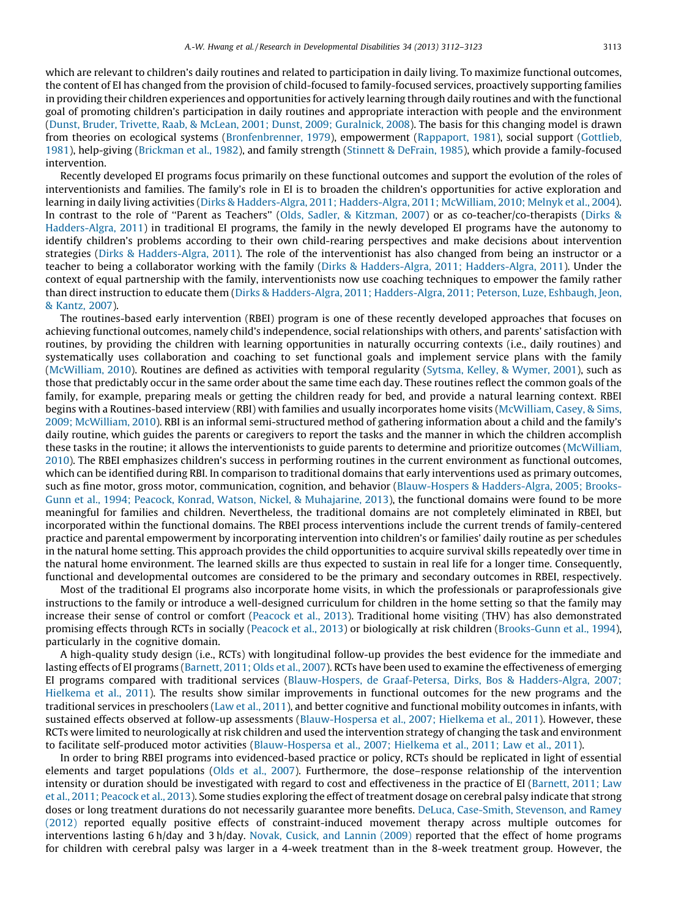which are relevant to children's daily routines and related to participation in daily living. To maximize functional outcomes, the content of EI has changed from the provision of child-focused to family-focused services, proactively supporting families in providing their children experiences and opportunities for actively learning through daily routines and with the functional goal of promoting children's participation in daily routines and appropriate interaction with people and the environment (Dunst, Bruder, Trivette, Raab, & McLean, 2001; Dunst, 2009; Guralnick, 2008). The basis for this changing model is drawn from theories on ecological systems (Bronfenbrenner, 1979), empowerment (Rappaport, 1981), social support (Gottlieb, 1981), help-giving (Brickman et al., 1982), and family strength (Stinnett & DeFrain, 1985), which provide a family-focused intervention.

Recently developed EI programs focus primarily on these functional outcomes and support the evolution of the roles of interventionists and families. The family's role in EI is to broaden the children's opportunities for active exploration and learning in daily living activities (Dirks & Hadders-Algra, 2011; Hadders-Algra, 2011; McWilliam, 2010; Melnyk et al., 2004). In contrast to the role of ''Parent as Teachers'' (Olds, Sadler, & Kitzman, 2007) or as co-teacher/co-therapists (Dirks & Hadders-Algra, 2011) in traditional EI programs, the family in the newly developed EI programs have the autonomy to identify children's problems according to their own child-rearing perspectives and make decisions about intervention strategies (Dirks & Hadders-Algra, 2011). The role of the interventionist has also changed from being an instructor or a teacher to being a collaborator working with the family (Dirks & Hadders-Algra, 2011; Hadders-Algra, 2011). Under the context of equal partnership with the family, interventionists now use coaching techniques to empower the family rather than direct instruction to educate them (Dirks & Hadders-Algra, 2011; Hadders-Algra, 2011; Peterson, Luze, Eshbaugh, Jeon, & Kantz, 2007).

The routines-based early intervention (RBEI) program is one of these recently developed approaches that focuses on achieving functional outcomes, namely child's independence, social relationships with others, and parents' satisfaction with routines, by providing the children with learning opportunities in naturally occurring contexts (i.e., daily routines) and systematically uses collaboration and coaching to set functional goals and implement service plans with the family (McWilliam, 2010). Routines are defined as activities with temporal regularity (Sytsma, Kelley, & Wymer, 2001), such as those that predictably occur in the same order about the same time each day. These routines reflect the common goals of the family, for example, preparing meals or getting the children ready for bed, and provide a natural learning context. RBEI begins with a Routines-based interview (RBI) with families and usually incorporates home visits (McWilliam, Casey, & Sims, 2009; McWilliam, 2010). RBI is an informal semi-structured method of gathering information about a child and the family's daily routine, which guides the parents or caregivers to report the tasks and the manner in which the children accomplish these tasks in the routine; it allows the interventionists to guide parents to determine and prioritize outcomes (McWilliam, 2010). The RBEI emphasizes children's success in performing routines in the current environment as functional outcomes, which can be identified during RBI. In comparison to traditional domains that early interventions used as primary outcomes, such as fine motor, gross motor, communication, cognition, and behavior (Blauw-Hospers & Hadders-Algra, 2005; Brooks-Gunn et al., 1994; Peacock, Konrad, Watson, Nickel, & Muhajarine, 2013), the functional domains were found to be more meaningful for families and children. Nevertheless, the traditional domains are not completely eliminated in RBEI, but incorporated within the functional domains. The RBEI process interventions include the current trends of family-centered practice and parental empowerment by incorporating intervention into children's or families' daily routine as per schedules in the natural home setting. This approach provides the child opportunities to acquire survival skills repeatedly over time in the natural home environment. The learned skills are thus expected to sustain in real life for a longer time. Consequently, functional and developmental outcomes are considered to be the primary and secondary outcomes in RBEI, respectively.

Most of the traditional EI programs also incorporate home visits, in which the professionals or paraprofessionals give instructions to the family or introduce a well-designed curriculum for children in the home setting so that the family may increase their sense of control or comfort (Peacock et al., 2013). Traditional home visiting (THV) has also demonstrated promising effects through RCTs in socially (Peacock et al., 2013) or biologically at risk children (Brooks-Gunn et al., 1994), particularly in the cognitive domain.

A high-quality study design (i.e., RCTs) with longitudinal follow-up provides the best evidence for the immediate and lasting effects of EI programs (Barnett, 2011; Olds et al., 2007). RCTs have been used to examine the effectiveness of emerging EI programs compared with traditional services (Blauw-Hospers, de Graaf-Petersa, Dirks, Bos & Hadders-Algra, 2007; Hielkema et al., 2011). The results show similar improvements in functional outcomes for the new programs and the traditional services in preschoolers (Law et al., 2011), and better cognitive and functional mobility outcomes in infants, with sustained effects observed at follow-up assessments (Blauw-Hospersa et al., 2007; Hielkema et al., 2011). However, these RCTs were limited to neurologically at risk children and used the intervention strategy of changing the task and environment to facilitate self-produced motor activities (Blauw-Hospersa et al., 2007; Hielkema et al., 2011; Law et al., 2011).

In order to bring RBEI programs into evidenced-based practice or policy, RCTs should be replicated in light of essential elements and target populations (Olds et al., 2007). Furthermore, the dose–response relationship of the intervention intensity or duration should be investigated with regard to cost and effectiveness in the practice of EI (Barnett, 2011; Law et al., 2011; Peacock et al., 2013). Some studies exploring the effect of treatment dosage on cerebral palsy indicate that strong doses or long treatment durations do not necessarily guarantee more benefits. DeLuca, Case-Smith, Stevenson, and Ramey (2012) reported equally positive effects of constraint-induced movement therapy across multiple outcomes for interventions lasting 6 h/day and 3 h/day. Novak, Cusick, and Lannin (2009) reported that the effect of home programs for children with cerebral palsy was larger in a 4-week treatment than in the 8-week treatment group. However, the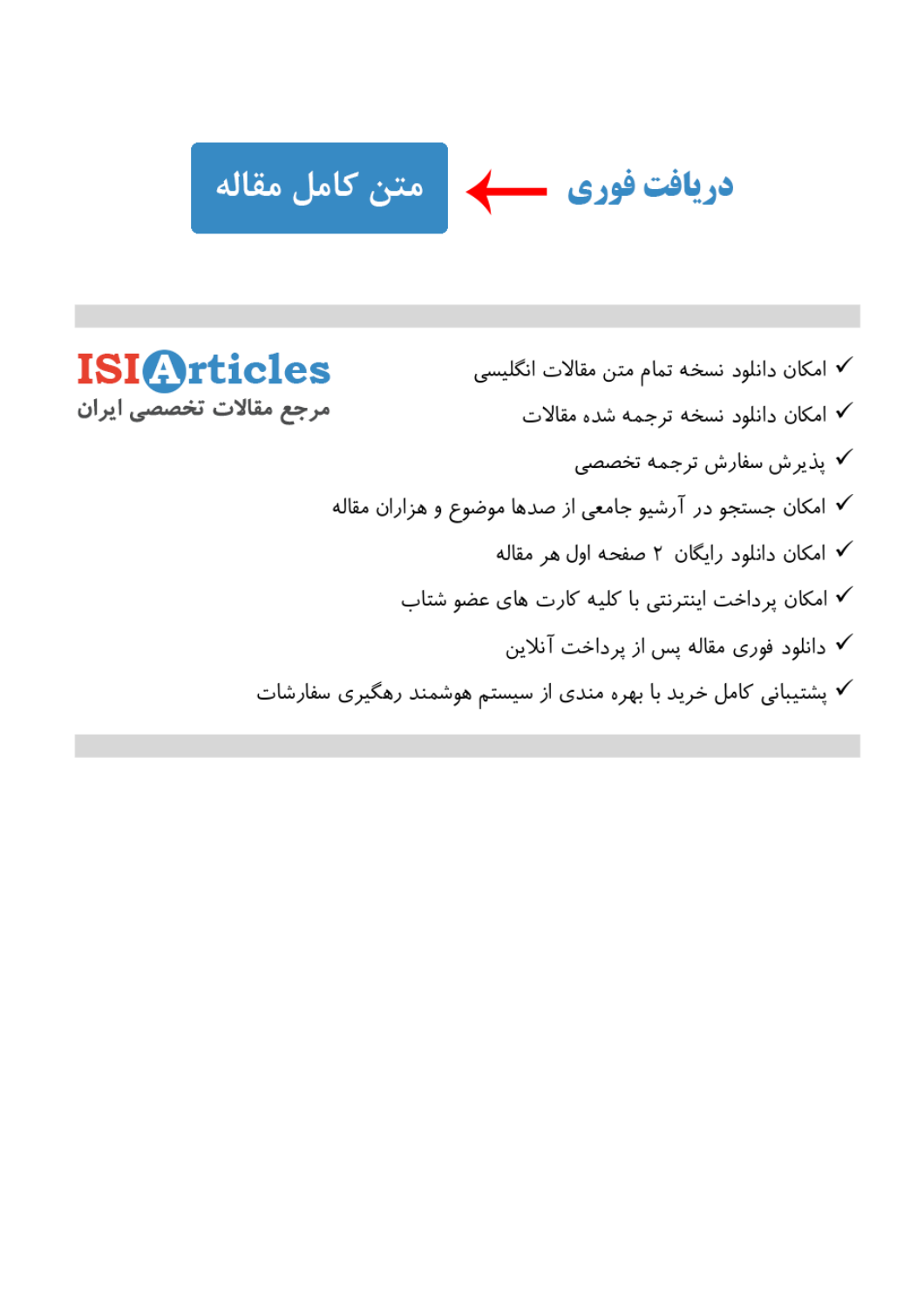دریافت فوری ← متن کامل مقاله

**ISIArticles**
مرجع مقالات تخصصی ایران

- ✓ امکان دانلود نسخه تمام متن مقالات انگلیسی
- ✓ امکان دانلود نسخه ترجمه شده مقالات
- ✓ پذیرش سفارش ترجمه تخصصی
- ✓ امکان جستجو در آرشیو جامعی از صدها موضوع و هزاران مقاله
- ✓ امکان دانلود رایگان ۲ صفحه اول هر مقاله
- ✓ امکان پرداخت اینترنتی با کلیه کارت های عضو شتاب
- ✓ دانلود فوری مقاله پس از پرداخت آنلاین
- ✓ پشتیبانی کامل خرید با بهره مندی از سیستم هوشمند رهگیری سفارشات